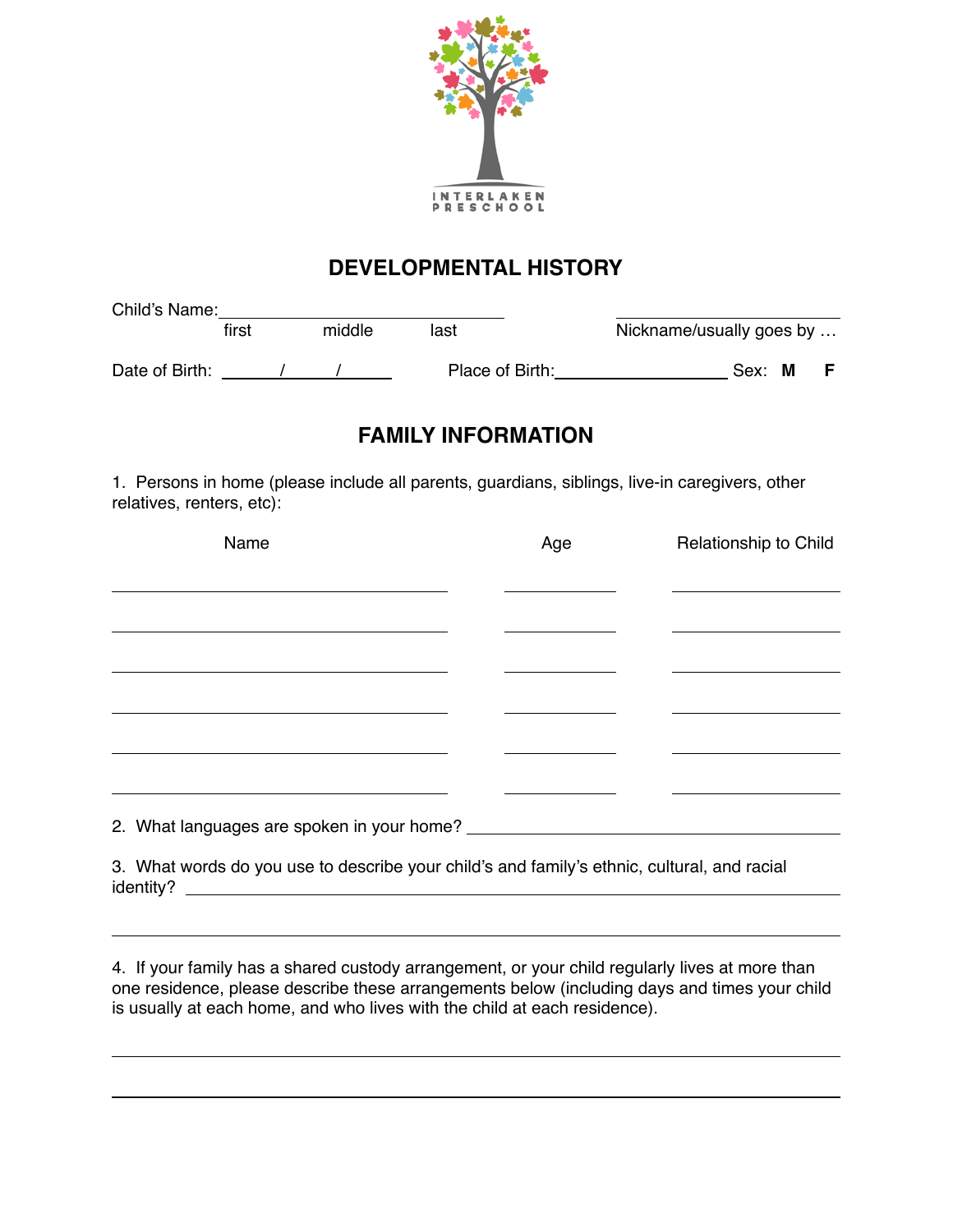INTERLAKEN PRESCHOOL

# DEVELOPMENTAL HISTORY

Child's Name:______________________________ ______________________
first middle last Nickname/usually goes by …

Date of Birth: _____/_____/_____ Place of Birth:__________________ Sex: **M** **F**

## FAMILY INFORMATION

1. Persons in home (please include all parents, guardians, siblings, live-in caregivers, other relatives, renters, etc):

| Name | Age | Relationship to Child |
|---|---|---|
| | | |
| | | |
| | | |
| | | |
| | | |
| | | |

2. What languages are spoken in your home? ________________________________________

3. What words do you use to describe your child's and family's ethnic, cultural, and racial identity? ________________________________________

________________________________________

4. If your family has a shared custody arrangement, or your child regularly lives at more than one residence, please describe these arrangements below (including days and times your child is usually at each home, and who lives with the child at each residence).

________________________________________

________________________________________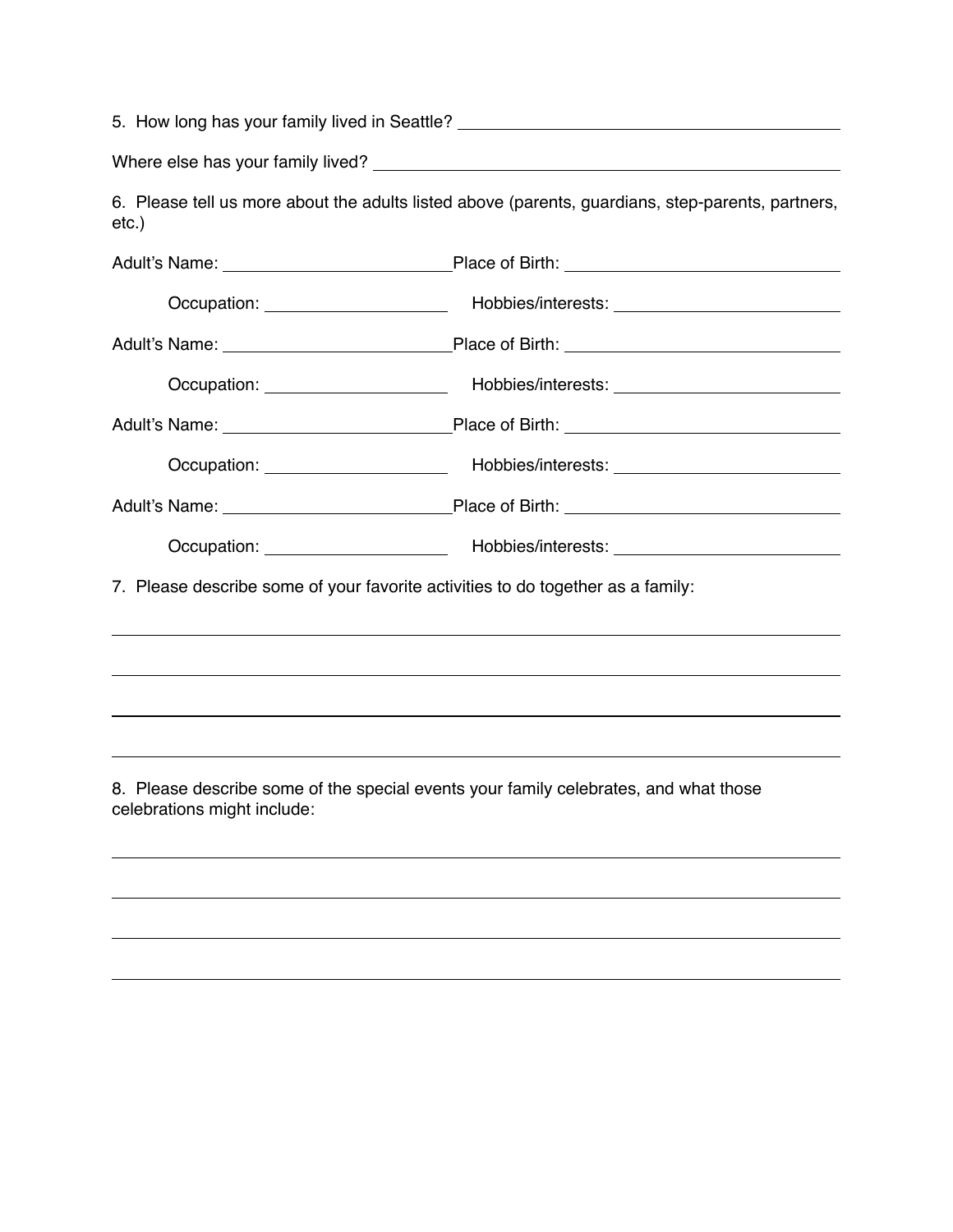5. How long has your family lived in Seattle? ______________________________

Where else has your family lived? ______________________________

6. Please tell us more about the adults listed above (parents, guardians, step-parents, partners, etc.)

Adult's Name: ____________________ Place of Birth: ____________________

Occupation: ________________ Hobbies/interests: ____________________

Adult's Name: ____________________ Place of Birth: ____________________

Occupation: ________________ Hobbies/interests: ____________________

Adult's Name: ____________________ Place of Birth: ____________________

Occupation: ________________ Hobbies/interests: ____________________

Adult's Name: ____________________ Place of Birth: ____________________

Occupation: ________________ Hobbies/interests: ____________________

7. Please describe some of your favorite activities to do together as a family:

______________________________________________________________________

______________________________________________________________________

______________________________________________________________________

______________________________________________________________________

8. Please describe some of the special events your family celebrates, and what those celebrations might include:

______________________________________________________________________

______________________________________________________________________

______________________________________________________________________

______________________________________________________________________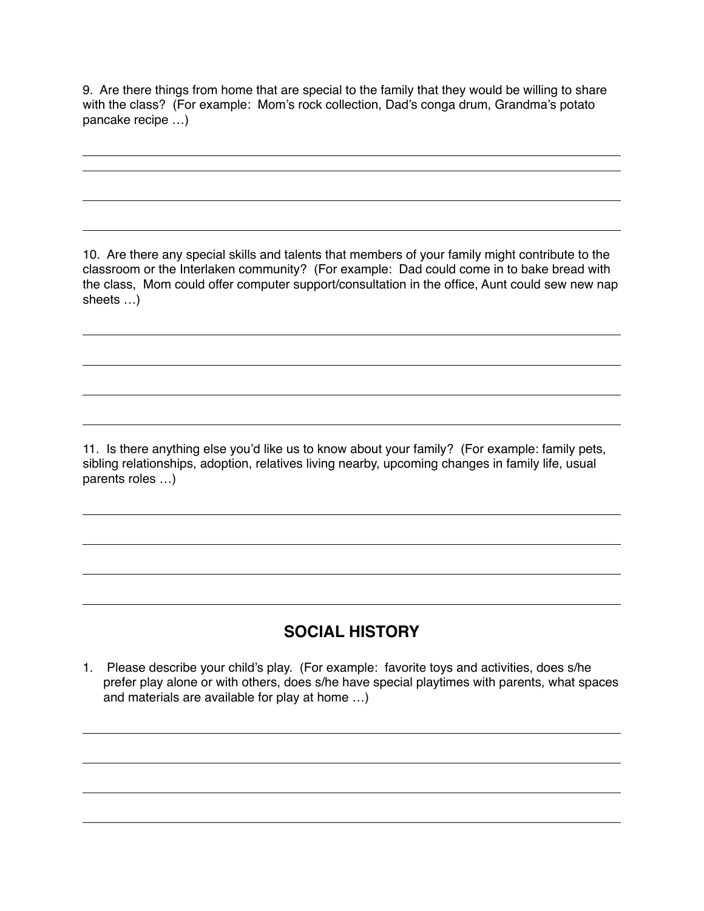9. Are there things from home that are special to the family that they would be willing to share with the class? (For example: Mom's rock collection, Dad's conga drum, Grandma's potato pancake recipe …)

______________________________________________________________________

______________________________________________________________________

______________________________________________________________________

______________________________________________________________________

10. Are there any special skills and talents that members of your family might contribute to the classroom or the Interlaken community? (For example: Dad could come in to bake bread with the class, Mom could offer computer support/consultation in the office, Aunt could sew new nap sheets …)

______________________________________________________________________

______________________________________________________________________

______________________________________________________________________

______________________________________________________________________

11. Is there anything else you'd like us to know about your family? (For example: family pets, sibling relationships, adoption, relatives living nearby, upcoming changes in family life, usual parents roles …)

______________________________________________________________________

______________________________________________________________________

______________________________________________________________________

______________________________________________________________________

## SOCIAL HISTORY

1. Please describe your child's play. (For example: favorite toys and activities, does s/he prefer play alone or with others, does s/he have special playtimes with parents, what spaces and materials are available for play at home …)

______________________________________________________________________

______________________________________________________________________

______________________________________________________________________

______________________________________________________________________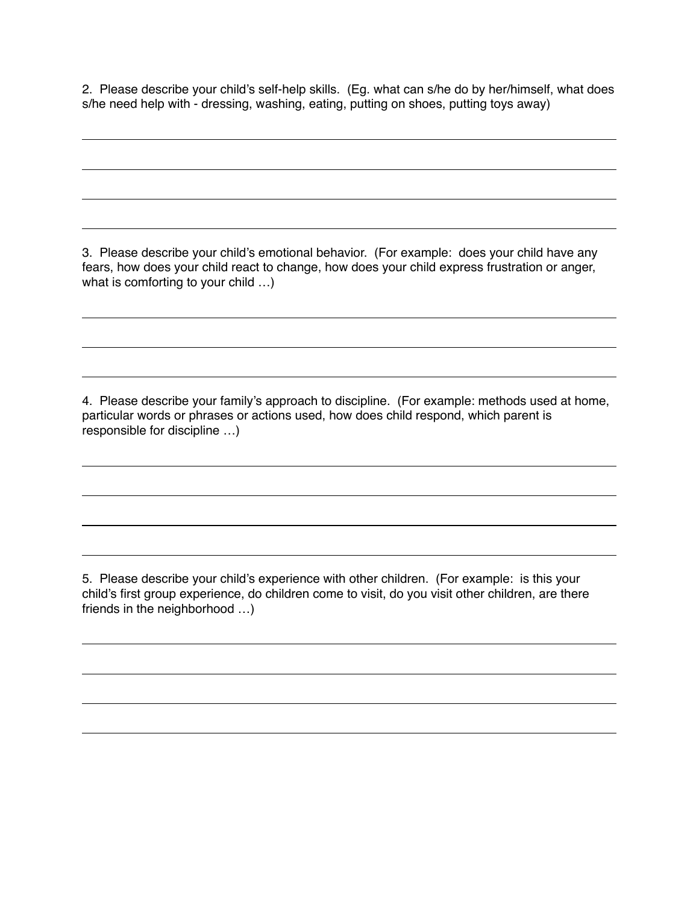2. Please describe your child's self-help skills. (Eg. what can s/he do by her/himself, what does s/he need help with - dressing, washing, eating, putting on shoes, putting toys away)

\_\_\_\_\_\_\_\_\_\_\_\_\_\_\_\_\_\_\_\_\_\_\_\_\_\_\_\_\_\_\_\_\_\_\_\_\_\_\_\_\_\_\_\_\_\_\_\_\_\_\_\_\_\_\_\_\_\_\_\_\_\_\_\_\_\_\_\_\_\_\_\_

\_\_\_\_\_\_\_\_\_\_\_\_\_\_\_\_\_\_\_\_\_\_\_\_\_\_\_\_\_\_\_\_\_\_\_\_\_\_\_\_\_\_\_\_\_\_\_\_\_\_\_\_\_\_\_\_\_\_\_\_\_\_\_\_\_\_\_\_\_\_\_\_

\_\_\_\_\_\_\_\_\_\_\_\_\_\_\_\_\_\_\_\_\_\_\_\_\_\_\_\_\_\_\_\_\_\_\_\_\_\_\_\_\_\_\_\_\_\_\_\_\_\_\_\_\_\_\_\_\_\_\_\_\_\_\_\_\_\_\_\_\_\_\_\_

\_\_\_\_\_\_\_\_\_\_\_\_\_\_\_\_\_\_\_\_\_\_\_\_\_\_\_\_\_\_\_\_\_\_\_\_\_\_\_\_\_\_\_\_\_\_\_\_\_\_\_\_\_\_\_\_\_\_\_\_\_\_\_\_\_\_\_\_\_\_\_\_

3. Please describe your child's emotional behavior. (For example: does your child have any fears, how does your child react to change, how does your child express frustration or anger, what is comforting to your child …)

\_\_\_\_\_\_\_\_\_\_\_\_\_\_\_\_\_\_\_\_\_\_\_\_\_\_\_\_\_\_\_\_\_\_\_\_\_\_\_\_\_\_\_\_\_\_\_\_\_\_\_\_\_\_\_\_\_\_\_\_\_\_\_\_\_\_\_\_\_\_\_\_

\_\_\_\_\_\_\_\_\_\_\_\_\_\_\_\_\_\_\_\_\_\_\_\_\_\_\_\_\_\_\_\_\_\_\_\_\_\_\_\_\_\_\_\_\_\_\_\_\_\_\_\_\_\_\_\_\_\_\_\_\_\_\_\_\_\_\_\_\_\_\_\_

\_\_\_\_\_\_\_\_\_\_\_\_\_\_\_\_\_\_\_\_\_\_\_\_\_\_\_\_\_\_\_\_\_\_\_\_\_\_\_\_\_\_\_\_\_\_\_\_\_\_\_\_\_\_\_\_\_\_\_\_\_\_\_\_\_\_\_\_\_\_\_\_

4. Please describe your family's approach to discipline. (For example: methods used at home, particular words or phrases or actions used, how does child respond, which parent is responsible for discipline …)

\_\_\_\_\_\_\_\_\_\_\_\_\_\_\_\_\_\_\_\_\_\_\_\_\_\_\_\_\_\_\_\_\_\_\_\_\_\_\_\_\_\_\_\_\_\_\_\_\_\_\_\_\_\_\_\_\_\_\_\_\_\_\_\_\_\_\_\_\_\_\_\_

\_\_\_\_\_\_\_\_\_\_\_\_\_\_\_\_\_\_\_\_\_\_\_\_\_\_\_\_\_\_\_\_\_\_\_\_\_\_\_\_\_\_\_\_\_\_\_\_\_\_\_\_\_\_\_\_\_\_\_\_\_\_\_\_\_\_\_\_\_\_\_\_

\_\_\_\_\_\_\_\_\_\_\_\_\_\_\_\_\_\_\_\_\_\_\_\_\_\_\_\_\_\_\_\_\_\_\_\_\_\_\_\_\_\_\_\_\_\_\_\_\_\_\_\_\_\_\_\_\_\_\_\_\_\_\_\_\_\_\_\_\_\_\_\_

\_\_\_\_\_\_\_\_\_\_\_\_\_\_\_\_\_\_\_\_\_\_\_\_\_\_\_\_\_\_\_\_\_\_\_\_\_\_\_\_\_\_\_\_\_\_\_\_\_\_\_\_\_\_\_\_\_\_\_\_\_\_\_\_\_\_\_\_\_\_\_\_

5. Please describe your child's experience with other children. (For example: is this your child's first group experience, do children come to visit, do you visit other children, are there friends in the neighborhood …)

\_\_\_\_\_\_\_\_\_\_\_\_\_\_\_\_\_\_\_\_\_\_\_\_\_\_\_\_\_\_\_\_\_\_\_\_\_\_\_\_\_\_\_\_\_\_\_\_\_\_\_\_\_\_\_\_\_\_\_\_\_\_\_\_\_\_\_\_\_\_\_\_

\_\_\_\_\_\_\_\_\_\_\_\_\_\_\_\_\_\_\_\_\_\_\_\_\_\_\_\_\_\_\_\_\_\_\_\_\_\_\_\_\_\_\_\_\_\_\_\_\_\_\_\_\_\_\_\_\_\_\_\_\_\_\_\_\_\_\_\_\_\_\_\_

\_\_\_\_\_\_\_\_\_\_\_\_\_\_\_\_\_\_\_\_\_\_\_\_\_\_\_\_\_\_\_\_\_\_\_\_\_\_\_\_\_\_\_\_\_\_\_\_\_\_\_\_\_\_\_\_\_\_\_\_\_\_\_\_\_\_\_\_\_\_\_\_

\_\_\_\_\_\_\_\_\_\_\_\_\_\_\_\_\_\_\_\_\_\_\_\_\_\_\_\_\_\_\_\_\_\_\_\_\_\_\_\_\_\_\_\_\_\_\_\_\_\_\_\_\_\_\_\_\_\_\_\_\_\_\_\_\_\_\_\_\_\_\_\_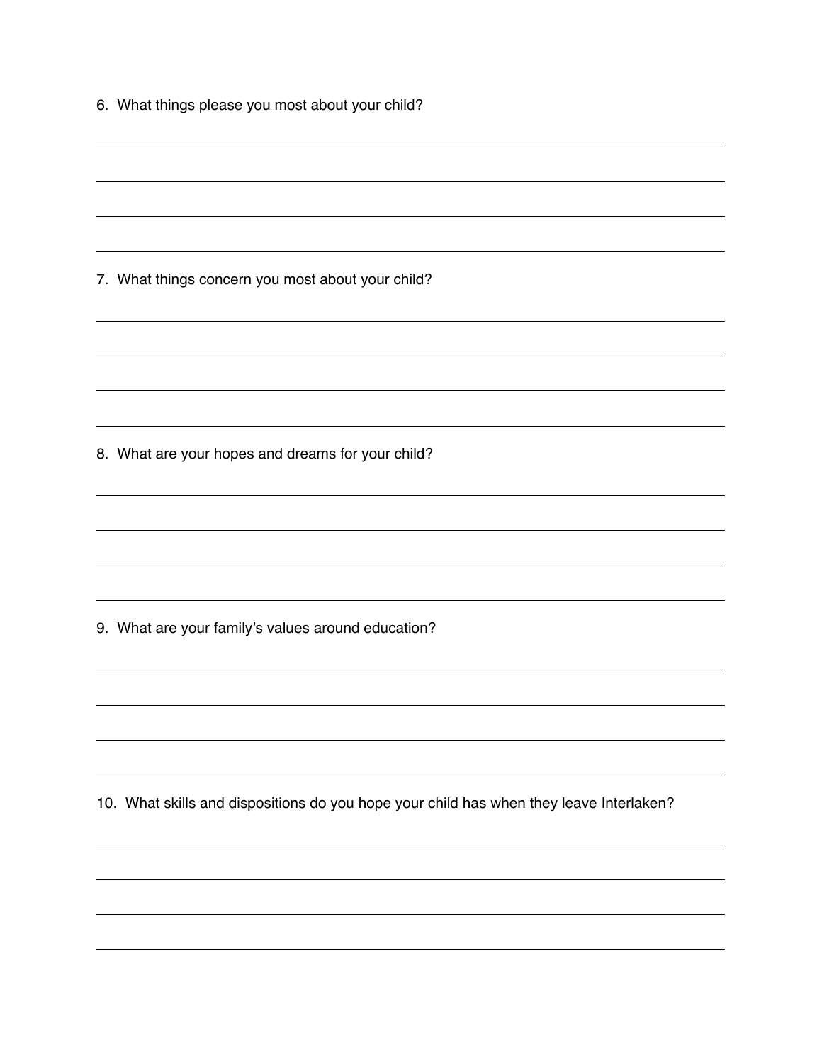6. What things please you most about your child?

7. What things concern you most about your child?

8. What are your hopes and dreams for your child?

9. What are your family's values around education?

10. What skills and dispositions do you hope your child has when they leave Interlaken?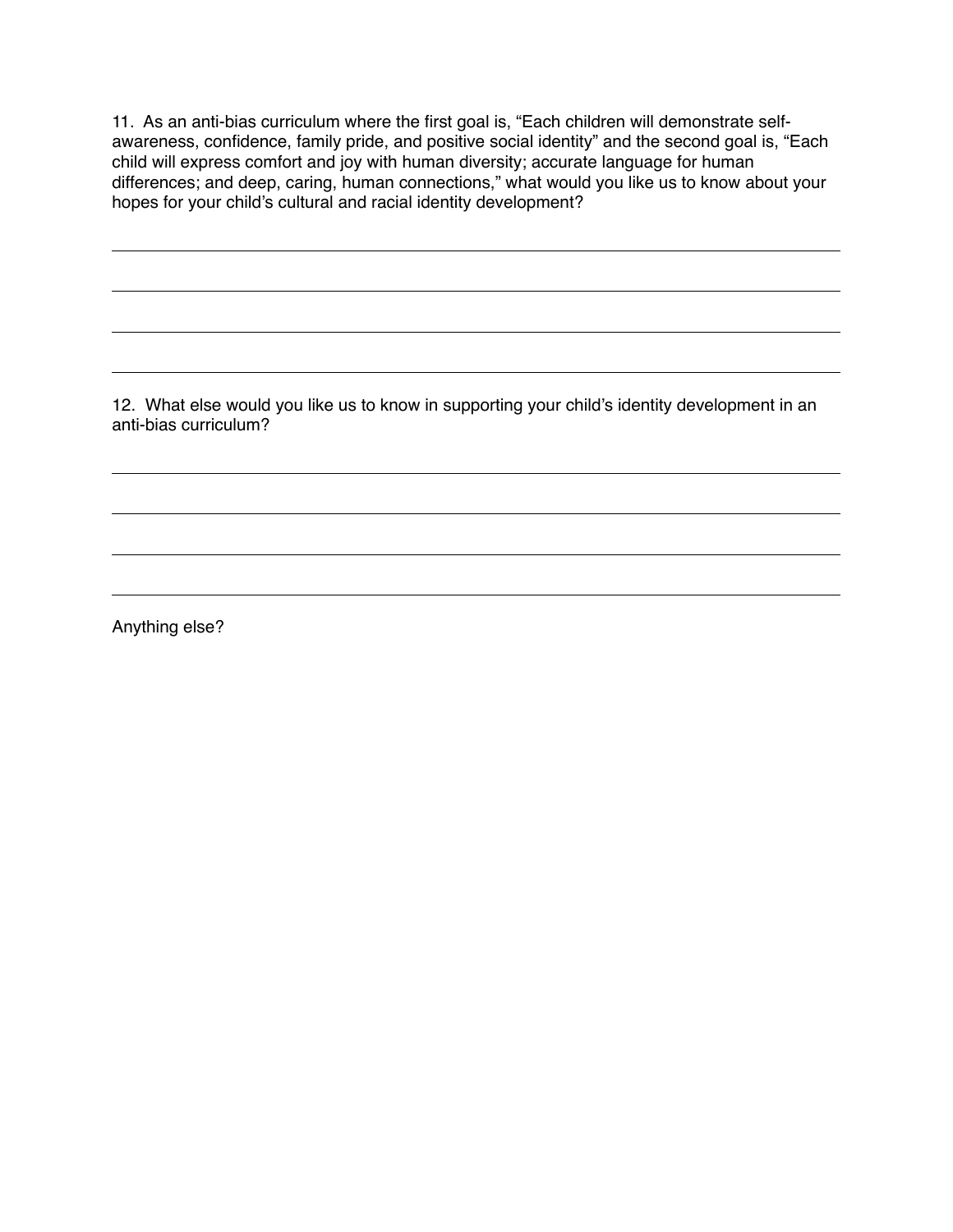11. As an anti-bias curriculum where the first goal is, “Each children will demonstrate self-awareness, confidence, family pride, and positive social identity” and the second goal is, “Each child will express comfort and joy with human diversity; accurate language for human differences; and deep, caring, human connections,” what would you like us to know about your hopes for your child’s cultural and racial identity development?

\_\_\_\_\_\_\_\_\_\_\_\_\_\_\_\_\_\_\_\_\_\_\_\_\_\_\_\_\_\_\_\_\_\_\_\_\_\_\_\_\_\_\_\_\_\_\_\_\_\_\_\_\_\_\_\_\_\_\_\_\_\_\_\_\_\_\_\_\_\_\_\_\_\_\_\_\_\_

\_\_\_\_\_\_\_\_\_\_\_\_\_\_\_\_\_\_\_\_\_\_\_\_\_\_\_\_\_\_\_\_\_\_\_\_\_\_\_\_\_\_\_\_\_\_\_\_\_\_\_\_\_\_\_\_\_\_\_\_\_\_\_\_\_\_\_\_\_\_\_\_\_\_\_\_\_\_

\_\_\_\_\_\_\_\_\_\_\_\_\_\_\_\_\_\_\_\_\_\_\_\_\_\_\_\_\_\_\_\_\_\_\_\_\_\_\_\_\_\_\_\_\_\_\_\_\_\_\_\_\_\_\_\_\_\_\_\_\_\_\_\_\_\_\_\_\_\_\_\_\_\_\_\_\_\_

\_\_\_\_\_\_\_\_\_\_\_\_\_\_\_\_\_\_\_\_\_\_\_\_\_\_\_\_\_\_\_\_\_\_\_\_\_\_\_\_\_\_\_\_\_\_\_\_\_\_\_\_\_\_\_\_\_\_\_\_\_\_\_\_\_\_\_\_\_\_\_\_\_\_\_\_\_\_

12. What else would you like us to know in supporting your child’s identity development in an anti-bias curriculum?

\_\_\_\_\_\_\_\_\_\_\_\_\_\_\_\_\_\_\_\_\_\_\_\_\_\_\_\_\_\_\_\_\_\_\_\_\_\_\_\_\_\_\_\_\_\_\_\_\_\_\_\_\_\_\_\_\_\_\_\_\_\_\_\_\_\_\_\_\_\_\_\_\_\_\_\_\_\_

\_\_\_\_\_\_\_\_\_\_\_\_\_\_\_\_\_\_\_\_\_\_\_\_\_\_\_\_\_\_\_\_\_\_\_\_\_\_\_\_\_\_\_\_\_\_\_\_\_\_\_\_\_\_\_\_\_\_\_\_\_\_\_\_\_\_\_\_\_\_\_\_\_\_\_\_\_\_

\_\_\_\_\_\_\_\_\_\_\_\_\_\_\_\_\_\_\_\_\_\_\_\_\_\_\_\_\_\_\_\_\_\_\_\_\_\_\_\_\_\_\_\_\_\_\_\_\_\_\_\_\_\_\_\_\_\_\_\_\_\_\_\_\_\_\_\_\_\_\_\_\_\_\_\_\_\_

\_\_\_\_\_\_\_\_\_\_\_\_\_\_\_\_\_\_\_\_\_\_\_\_\_\_\_\_\_\_\_\_\_\_\_\_\_\_\_\_\_\_\_\_\_\_\_\_\_\_\_\_\_\_\_\_\_\_\_\_\_\_\_\_\_\_\_\_\_\_\_\_\_\_\_\_\_\_

Anything else?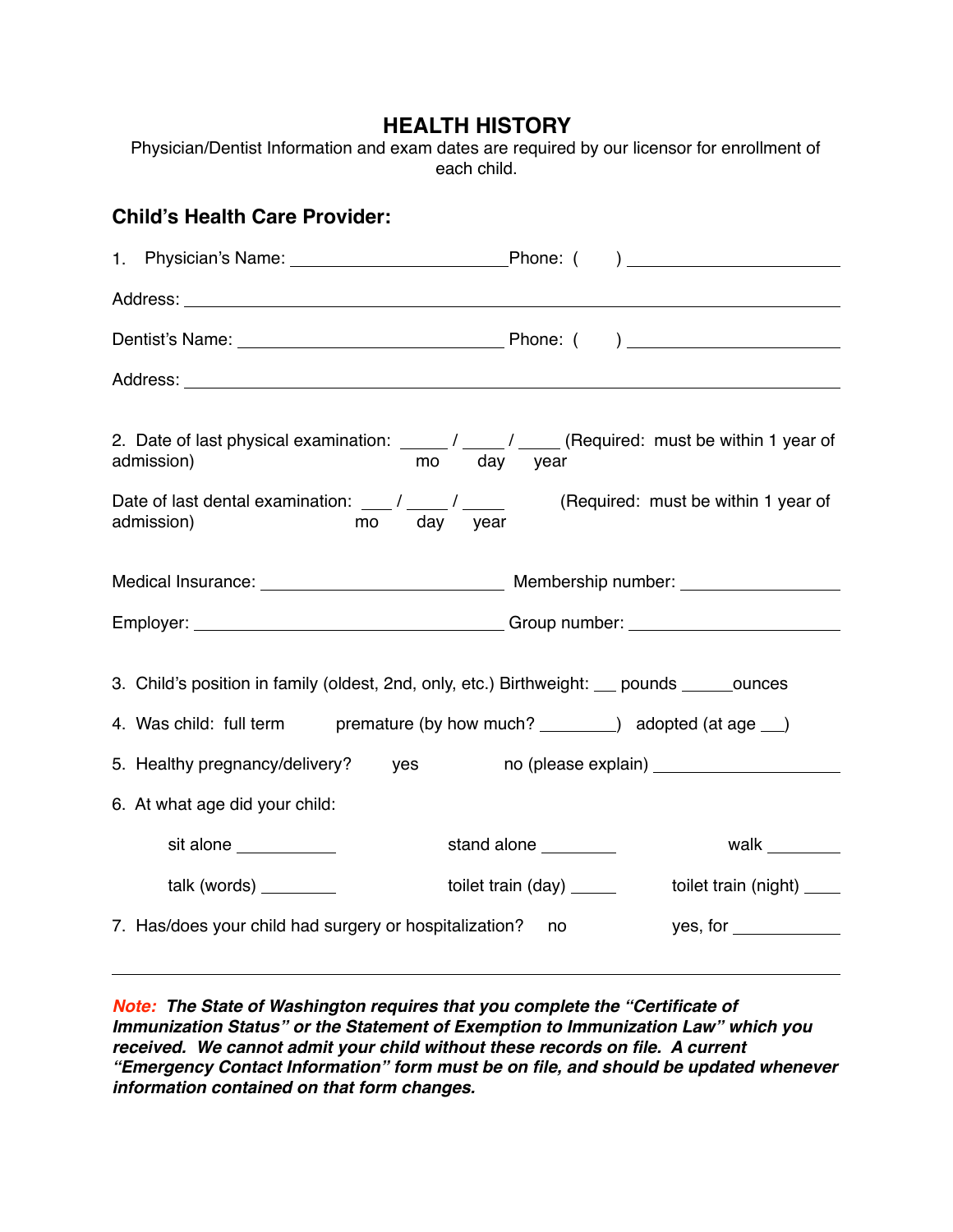# HEALTH HISTORY

Physician/Dentist Information and exam dates are required by our licensor for enrollment of each child.

## Child's Health Care Provider:

1. Physician's Name: ______________________ Phone: (     ) ____________________

Address: ____________________________________________________________________

Dentist's Name: __________________________ Phone: (     ) ____________________

Address: ____________________________________________________________________

2. Date of last physical examination: _____ / _____ / _____ (Required: must be within 1 year of admission)
   mo day year

Date of last dental examination: ____ / ____ / _____ (Required: must be within 1 year of admission)
   mo day year

Medical Insurance: __________________________ Membership number: ________________

Employer: ________________________________ Group number: ____________________

3. Child's position in family (oldest, 2nd, only, etc.) Birthweight: __ pounds _____ounces

4. Was child: full term premature (by how much? ________) adopted (at age __)

5. Healthy pregnancy/delivery? yes no (please explain) ____________________

6. At what age did your child:

   sit alone ___________ stand alone ________ walk ________

   talk (words) ________ toilet train (day) _____ toilet train (night) ____

7. Has/does your child had surgery or hospitalization? no yes, for ____________

---

***Note:** The State of Washington requires that you complete the "Certificate of Immunization Status" or the Statement of Exemption to Immunization Law" which you received. We cannot admit your child without these records on file. A current "Emergency Contact Information" form must be on file, and should be updated whenever information contained on that form changes.*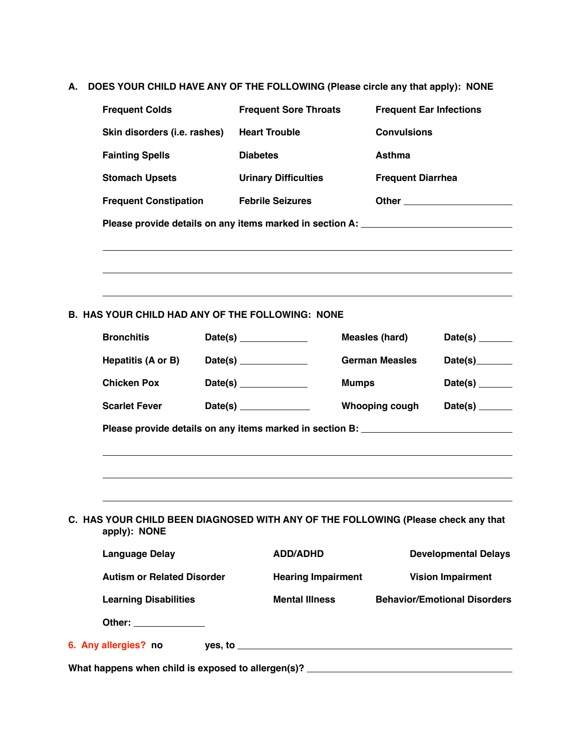**A. DOES YOUR CHILD HAVE ANY OF THE FOLLOWING (Please circle any that apply): NONE**

| | | |
|---|---|---|
| **Frequent Colds** | **Frequent Sore Throats** | **Frequent Ear Infections** |
| **Skin disorders (i.e. rashes)** | **Heart Trouble** | **Convulsions** |
| **Fainting Spells** | **Diabetes** | **Asthma** |
| **Stomach Upsets** | **Urinary Difficulties** | **Frequent Diarrhea** |
| **Frequent Constipation** | **Febrile Seizures** | **Other** ____________________ |

**Please provide details on any items marked in section A:** ____________________________

_____________________________________________________________________________

_____________________________________________________________________________

_____________________________________________________________________________

**B. HAS YOUR CHILD HAD ANY OF THE FOLLOWING: NONE**

| | | | |
|---|---|---|---|
| **Bronchitis** | **Date(s)** ____________ | **Measles (hard)** | **Date(s)** ______ |
| **Hepatitis (A or B)** | **Date(s)** ____________ | **German Measles** | **Date(s)** ______ |
| **Chicken Pox** | **Date(s)** ____________ | **Mumps** | **Date(s)** ______ |
| **Scarlet Fever** | **Date(s)** ____________ | **Whooping cough** | **Date(s)** ______ |

**Please provide details on any items marked in section B:** ____________________________

_____________________________________________________________________________

_____________________________________________________________________________

_____________________________________________________________________________

**C. HAS YOUR CHILD BEEN DIAGNOSED WITH ANY OF THE FOLLOWING (Please check any that apply): NONE**

| | | |
|---|---|---|
| **Language Delay** | **ADD/ADHD** | **Developmental Delays** |
| **Autism or Related Disorder** | **Hearing Impairment** | **Vision Impairment** |
| **Learning Disabilities** | **Mental Illness** | **Behavior/Emotional Disorders** |

**Other:** ____________

**6. Any allergies? no** &nbsp;&nbsp;&nbsp;&nbsp; **yes, to** ________________________________________________

**What happens when child is exposed to allergen(s)?** ____________________________________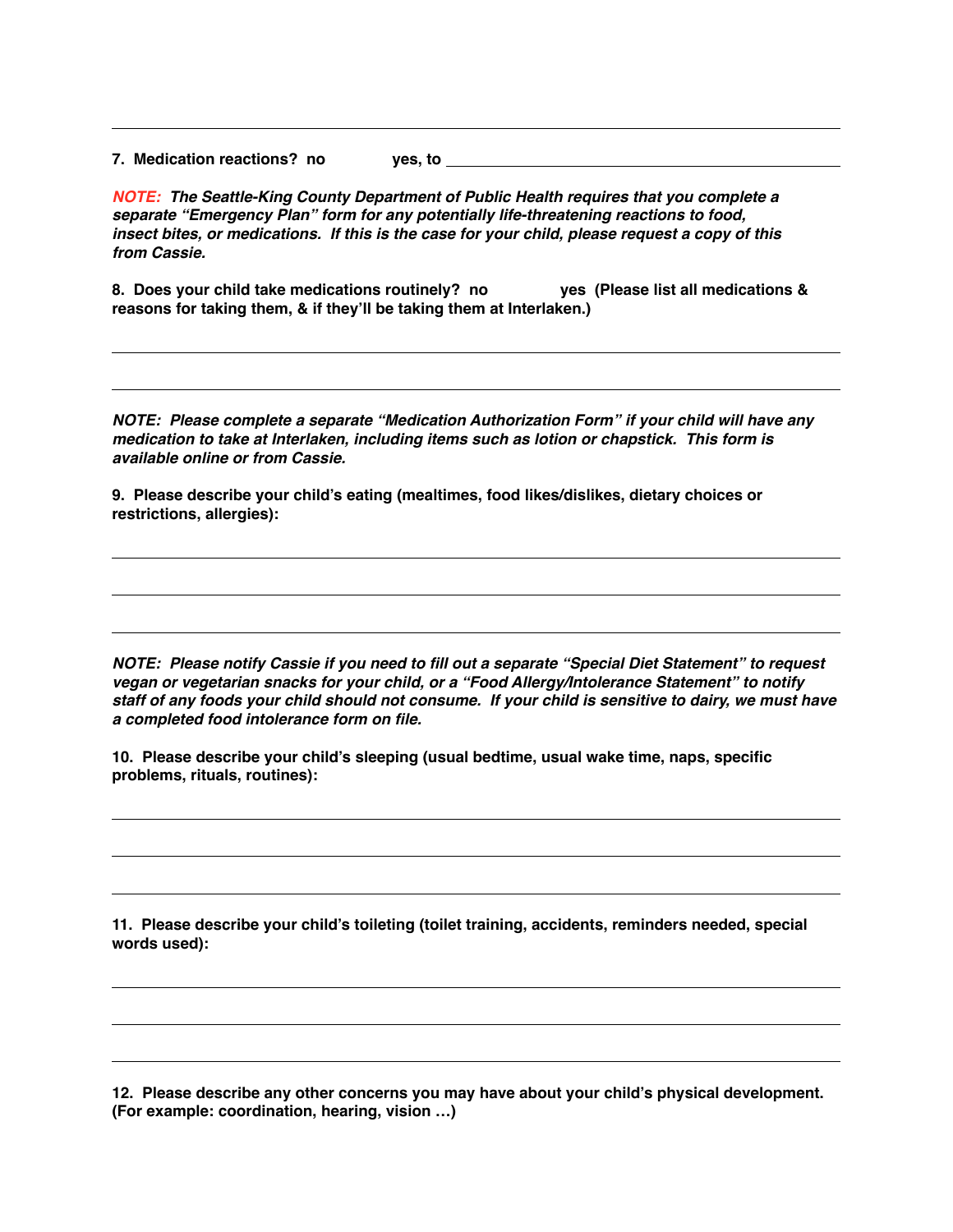**7. Medication reactions? no yes, to** \_\_\_\_\_\_\_\_\_\_\_\_\_\_\_\_\_\_\_\_\_\_\_\_\_\_\_\_\_\_\_\_\_\_\_\_\_\_\_\_

***NOTE:* *The Seattle-King County Department of Public Health requires that you complete a separate "Emergency Plan" form for any potentially life-threatening reactions to food, insect bites, or medications. If this is the case for your child, please request a copy of this from Cassie.***

**8. Does your child take medications routinely? no yes (Please list all medications & reasons for taking them, & if they'll be taking them at Interlaken.)**

***NOTE: Please complete a separate "Medication Authorization Form" if your child will have any medication to take at Interlaken, including items such as lotion or chapstick. This form is available online or from Cassie.***

**9. Please describe your child's eating (mealtimes, food likes/dislikes, dietary choices or restrictions, allergies):**

***NOTE: Please notify Cassie if you need to fill out a separate "Special Diet Statement" to request vegan or vegetarian snacks for your child, or a "Food Allergy/Intolerance Statement" to notify staff of any foods your child should not consume. If your child is sensitive to dairy, we must have a completed food intolerance form on file.***

**10. Please describe your child's sleeping (usual bedtime, usual wake time, naps, specific problems, rituals, routines):**

**11. Please describe your child's toileting (toilet training, accidents, reminders needed, special words used):**

**12. Please describe any other concerns you may have about your child's physical development. (For example: coordination, hearing, vision …)**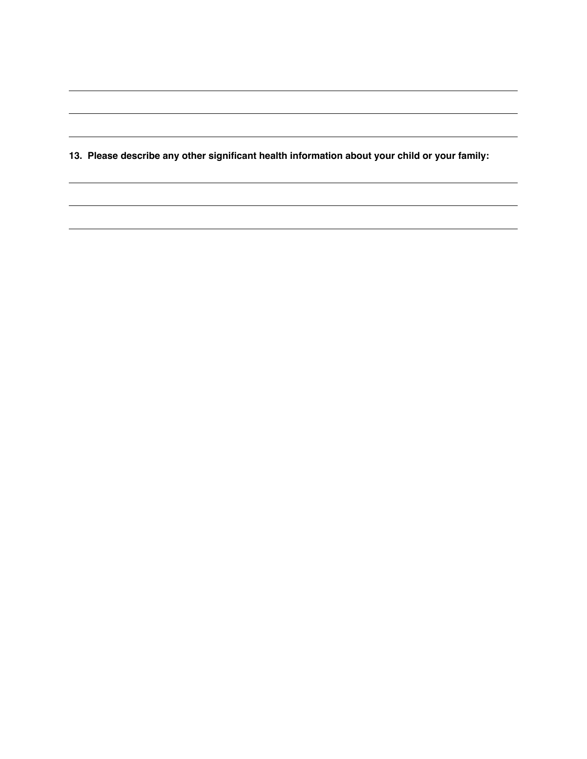13. **Please describe any other significant health information about your child or your family:**